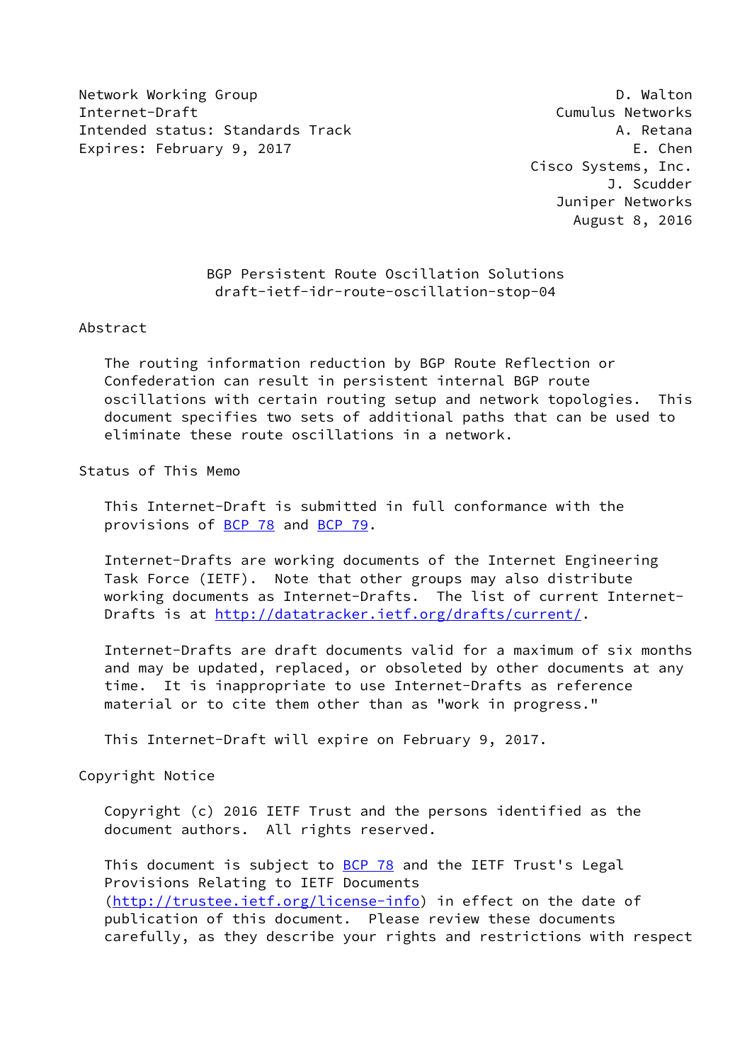Network Working Group                                          D. Walton
Internet-Draft                                          Cumulus Networks
Intended status: Standards Track                               A. Retana
Expires: February 9, 2017                                        E. Chen
                                                     Cisco Systems, Inc.
                                                              J. Scudder
                                                        Juniper Networks
                                                          August 8, 2016

# BGP Persistent Route Oscillation Solutions
## draft-ietf-idr-route-oscillation-stop-04

## Abstract

The routing information reduction by BGP Route Reflection or Confederation can result in persistent internal BGP route oscillations with certain routing setup and network topologies. This document specifies two sets of additional paths that can be used to eliminate these route oscillations in a network.

## Status of This Memo

This Internet-Draft is submitted in full conformance with the provisions of BCP 78 and BCP 79.

Internet-Drafts are working documents of the Internet Engineering Task Force (IETF). Note that other groups may also distribute working documents as Internet-Drafts. The list of current Internet-Drafts is at http://datatracker.ietf.org/drafts/current/.

Internet-Drafts are draft documents valid for a maximum of six months and may be updated, replaced, or obsoleted by other documents at any time. It is inappropriate to use Internet-Drafts as reference material or to cite them other than as "work in progress."

This Internet-Draft will expire on February 9, 2017.

## Copyright Notice

Copyright (c) 2016 IETF Trust and the persons identified as the document authors. All rights reserved.

This document is subject to BCP 78 and the IETF Trust's Legal Provisions Relating to IETF Documents (http://trustee.ietf.org/license-info) in effect on the date of publication of this document. Please review these documents carefully, as they describe your rights and restrictions with respect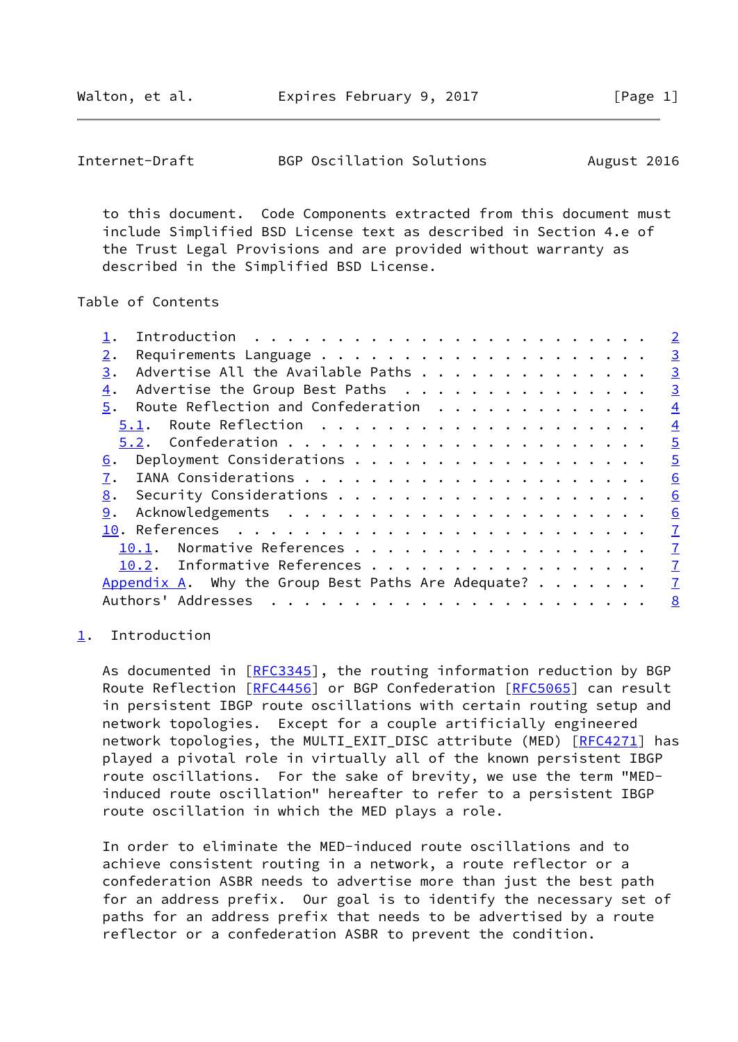to this document. Code Components extracted from this document must include Simplified BSD License text as described in Section 4.e of the Trust Legal Provisions and are provided without warranty as described in the Simplified BSD License.

Table of Contents

- 1. Introduction . . . . . . . . . . . . . . . . . . . . . . . . 2
- 2. Requirements Language . . . . . . . . . . . . . . . . . . . . 3
- 3. Advertise All the Available Paths . . . . . . . . . . . . . . 3
- 4. Advertise the Group Best Paths . . . . . . . . . . . . . . . 3
- 5. Route Reflection and Confederation . . . . . . . . . . . . . 4
  - 5.1. Route Reflection . . . . . . . . . . . . . . . . . . . . 4
  - 5.2. Confederation . . . . . . . . . . . . . . . . . . . . . . 5
- 6. Deployment Considerations . . . . . . . . . . . . . . . . . . 5
- 7. IANA Considerations . . . . . . . . . . . . . . . . . . . . . 6
- 8. Security Considerations . . . . . . . . . . . . . . . . . . . 6
- 9. Acknowledgements . . . . . . . . . . . . . . . . . . . . . . 6
- 10. References . . . . . . . . . . . . . . . . . . . . . . . . . 7
  - 10.1. Normative References . . . . . . . . . . . . . . . . . . 7
  - 10.2. Informative References . . . . . . . . . . . . . . . . . 7
- Appendix A. Why the Group Best Paths Are Adequate? . . . . . . . 7
- Authors' Addresses . . . . . . . . . . . . . . . . . . . . . . . 8

## 1. Introduction

As documented in [RFC3345], the routing information reduction by BGP Route Reflection [RFC4456] or BGP Confederation [RFC5065] can result in persistent IBGP route oscillations with certain routing setup and network topologies. Except for a couple artificially engineered network topologies, the MULTI_EXIT_DISC attribute (MED) [RFC4271] has played a pivotal role in virtually all of the known persistent IBGP route oscillations. For the sake of brevity, we use the term "MED-induced route oscillation" hereafter to refer to a persistent IBGP route oscillation in which the MED plays a role.

In order to eliminate the MED-induced route oscillations and to achieve consistent routing in a network, a route reflector or a confederation ASBR needs to advertise more than just the best path for an address prefix. Our goal is to identify the necessary set of paths for an address prefix that needs to be advertised by a route reflector or a confederation ASBR to prevent the condition.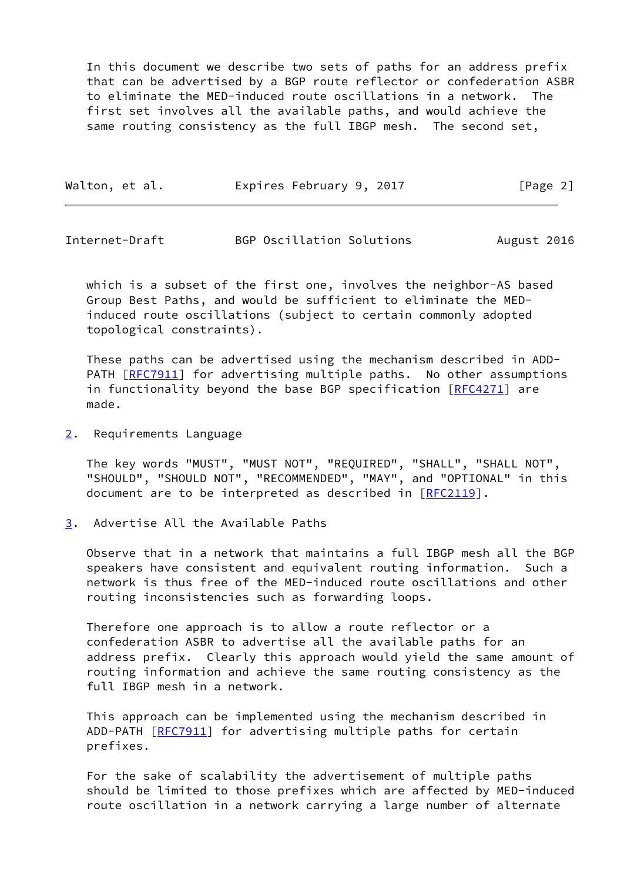In this document we describe two sets of paths for an address prefix that can be advertised by a BGP route reflector or confederation ASBR to eliminate the MED-induced route oscillations in a network. The first set involves all the available paths, and would achieve the same routing consistency as the full IBGP mesh. The second set, which is a subset of the first one, involves the neighbor-AS based Group Best Paths, and would be sufficient to eliminate the MED-induced route oscillations (subject to certain commonly adopted topological constraints).

These paths can be advertised using the mechanism described in ADD-PATH [RFC7911] for advertising multiple paths. No other assumptions in functionality beyond the base BGP specification [RFC4271] are made.

## 2. Requirements Language

The key words "MUST", "MUST NOT", "REQUIRED", "SHALL", "SHALL NOT", "SHOULD", "SHOULD NOT", "RECOMMENDED", "MAY", and "OPTIONAL" in this document are to be interpreted as described in [RFC2119].

## 3. Advertise All the Available Paths

Observe that in a network that maintains a full IBGP mesh all the BGP speakers have consistent and equivalent routing information. Such a network is thus free of the MED-induced route oscillations and other routing inconsistencies such as forwarding loops.

Therefore one approach is to allow a route reflector or a confederation ASBR to advertise all the available paths for an address prefix. Clearly this approach would yield the same amount of routing information and achieve the same routing consistency as the full IBGP mesh in a network.

This approach can be implemented using the mechanism described in ADD-PATH [RFC7911] for advertising multiple paths for certain prefixes.

For the sake of scalability the advertisement of multiple paths should be limited to those prefixes which are affected by MED-induced route oscillation in a network carrying a large number of alternate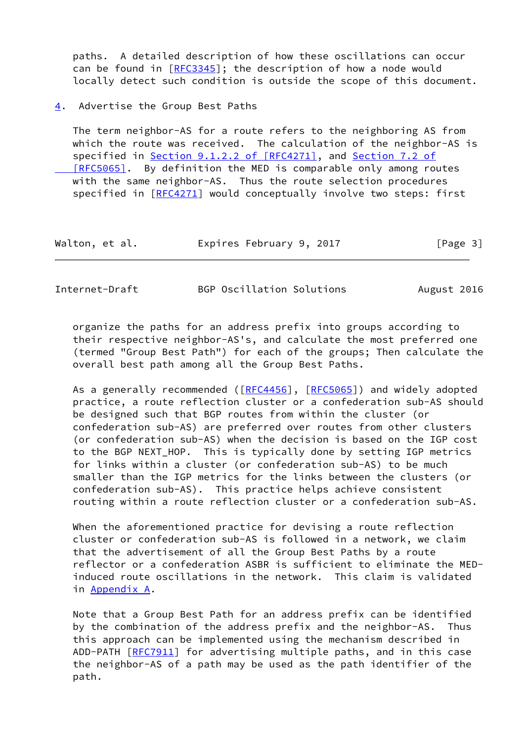paths. A detailed description of how these oscillations can occur can be found in [RFC3345]; the description of how a node would locally detect such condition is outside the scope of this document.

## 4. Advertise the Group Best Paths

The term neighbor-AS for a route refers to the neighboring AS from which the route was received. The calculation of the neighbor-AS is specified in Section 9.1.2.2 of [RFC4271], and Section 7.2 of [RFC5065]. By definition the MED is comparable only among routes with the same neighbor-AS. Thus the route selection procedures specified in [RFC4271] would conceptually involve two steps: first organize the paths for an address prefix into groups according to their respective neighbor-AS's, and calculate the most preferred one (termed "Group Best Path") for each of the groups; Then calculate the overall best path among all the Group Best Paths.

As a generally recommended ([RFC4456], [RFC5065]) and widely adopted practice, a route reflection cluster or a confederation sub-AS should be designed such that BGP routes from within the cluster (or confederation sub-AS) are preferred over routes from other clusters (or confederation sub-AS) when the decision is based on the IGP cost to the BGP NEXT_HOP. This is typically done by setting IGP metrics for links within a cluster (or confederation sub-AS) to be much smaller than the IGP metrics for the links between the clusters (or confederation sub-AS). This practice helps achieve consistent routing within a route reflection cluster or a confederation sub-AS.

When the aforementioned practice for devising a route reflection cluster or confederation sub-AS is followed in a network, we claim that the advertisement of all the Group Best Paths by a route reflector or a confederation ASBR is sufficient to eliminate the MED-induced route oscillations in the network. This claim is validated in Appendix A.

Note that a Group Best Path for an address prefix can be identified by the combination of the address prefix and the neighbor-AS. Thus this approach can be implemented using the mechanism described in ADD-PATH [RFC7911] for advertising multiple paths, and in this case the neighbor-AS of a path may be used as the path identifier of the path.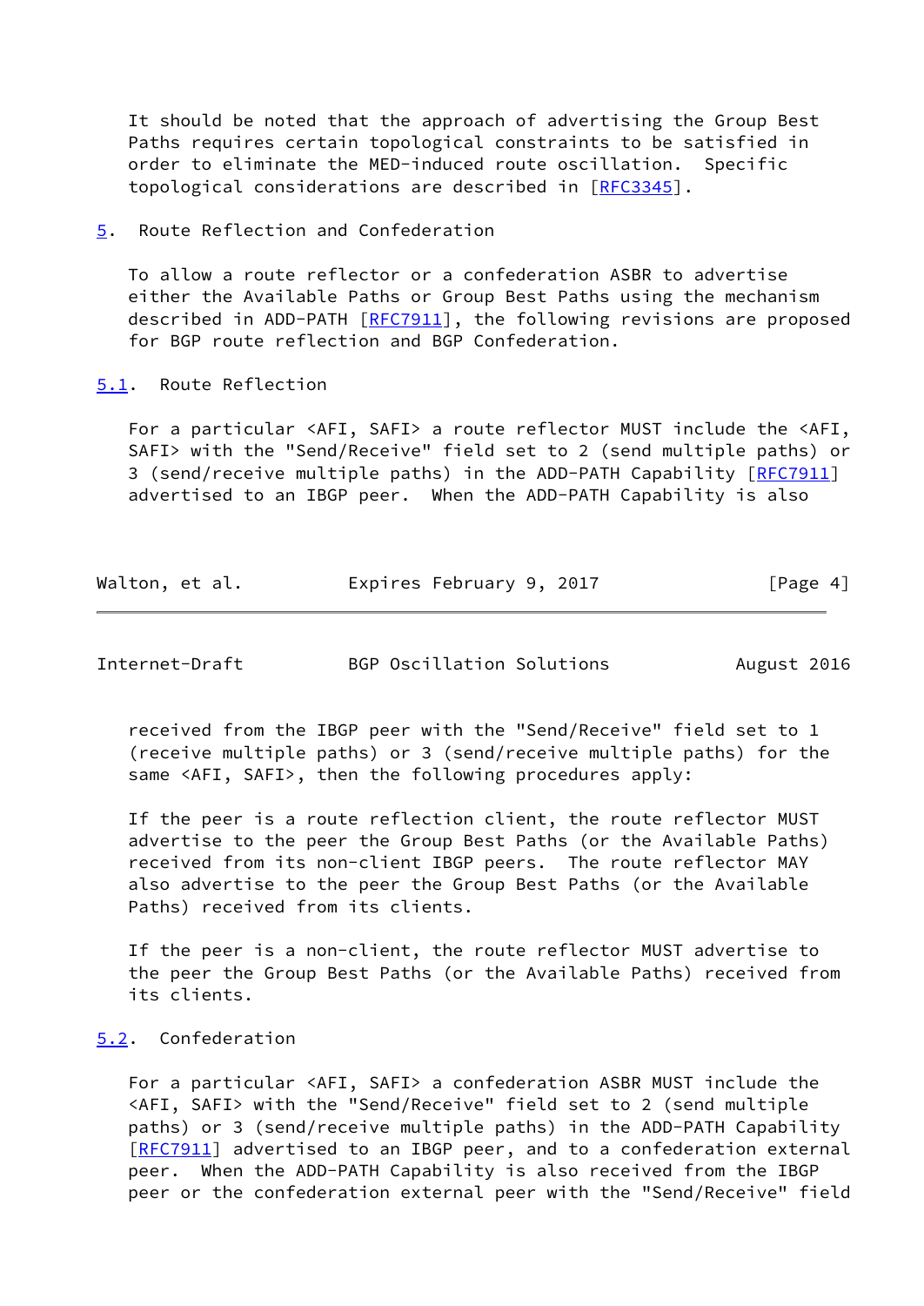It should be noted that the approach of advertising the Group Best Paths requires certain topological constraints to be satisfied in order to eliminate the MED-induced route oscillation. Specific topological considerations are described in [RFC3345].

## 5. Route Reflection and Confederation

To allow a route reflector or a confederation ASBR to advertise either the Available Paths or Group Best Paths using the mechanism described in ADD-PATH [RFC7911], the following revisions are proposed for BGP route reflection and BGP Confederation.

### 5.1. Route Reflection

For a particular <AFI, SAFI> a route reflector MUST include the <AFI, SAFI> with the "Send/Receive" field set to 2 (send multiple paths) or 3 (send/receive multiple paths) in the ADD-PATH Capability [RFC7911] advertised to an IBGP peer. When the ADD-PATH Capability is also received from the IBGP peer with the "Send/Receive" field set to 1 (receive multiple paths) or 3 (send/receive multiple paths) for the same <AFI, SAFI>, then the following procedures apply:

If the peer is a route reflection client, the route reflector MUST advertise to the peer the Group Best Paths (or the Available Paths) received from its non-client IBGP peers. The route reflector MAY also advertise to the peer the Group Best Paths (or the Available Paths) received from its clients.

If the peer is a non-client, the route reflector MUST advertise to the peer the Group Best Paths (or the Available Paths) received from its clients.

### 5.2. Confederation

For a particular <AFI, SAFI> a confederation ASBR MUST include the <AFI, SAFI> with the "Send/Receive" field set to 2 (send multiple paths) or 3 (send/receive multiple paths) in the ADD-PATH Capability [RFC7911] advertised to an IBGP peer, and to a confederation external peer. When the ADD-PATH Capability is also received from the IBGP peer or the confederation external peer with the "Send/Receive" field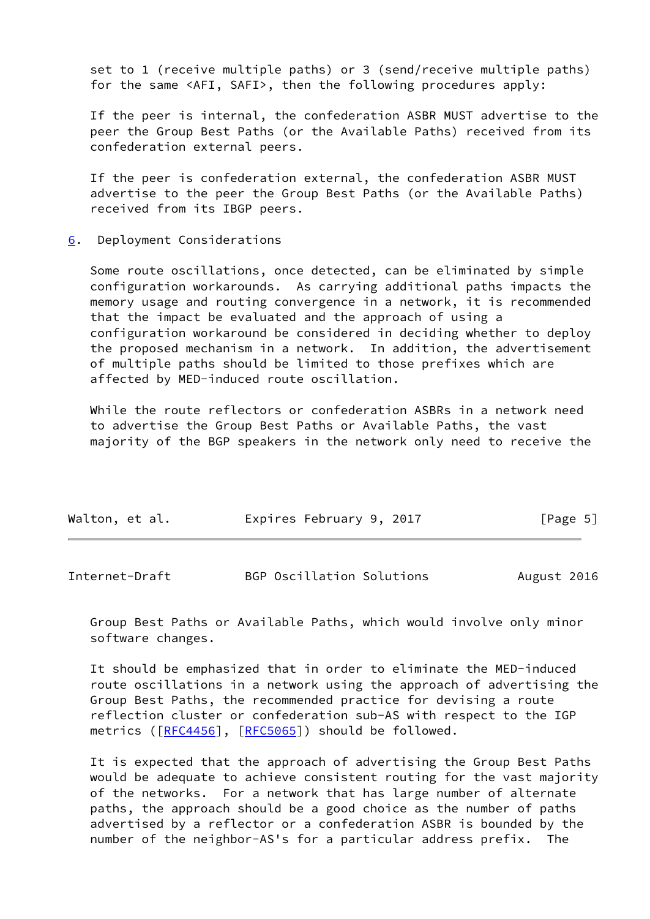set to 1 (receive multiple paths) or 3 (send/receive multiple paths) for the same <AFI, SAFI>, then the following procedures apply:

If the peer is internal, the confederation ASBR MUST advertise to the peer the Group Best Paths (or the Available Paths) received from its confederation external peers.

If the peer is confederation external, the confederation ASBR MUST advertise to the peer the Group Best Paths (or the Available Paths) received from its IBGP peers.

## 6. Deployment Considerations

Some route oscillations, once detected, can be eliminated by simple configuration workarounds. As carrying additional paths impacts the memory usage and routing convergence in a network, it is recommended that the impact be evaluated and the approach of using a configuration workaround be considered in deciding whether to deploy the proposed mechanism in a network. In addition, the advertisement of multiple paths should be limited to those prefixes which are affected by MED-induced route oscillation.

While the route reflectors or confederation ASBRs in a network need to advertise the Group Best Paths or Available Paths, the vast majority of the BGP speakers in the network only need to receive the Group Best Paths or Available Paths, which would involve only minor software changes.

It should be emphasized that in order to eliminate the MED-induced route oscillations in a network using the approach of advertising the Group Best Paths, the recommended practice for devising a route reflection cluster or confederation sub-AS with respect to the IGP metrics ([RFC4456], [RFC5065]) should be followed.

It is expected that the approach of advertising the Group Best Paths would be adequate to achieve consistent routing for the vast majority of the networks. For a network that has large number of alternate paths, the approach should be a good choice as the number of paths advertised by a reflector or a confederation ASBR is bounded by the number of the neighbor-AS's for a particular address prefix. The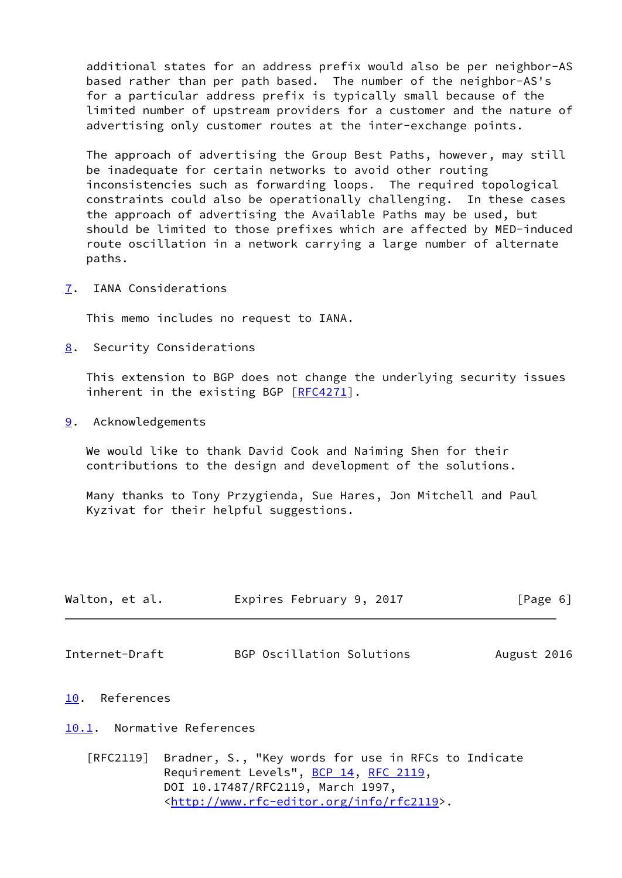additional states for an address prefix would also be per neighbor-AS based rather than per path based. The number of the neighbor-AS's for a particular address prefix is typically small because of the limited number of upstream providers for a customer and the nature of advertising only customer routes at the inter-exchange points.

The approach of advertising the Group Best Paths, however, may still be inadequate for certain networks to avoid other routing inconsistencies such as forwarding loops. The required topological constraints could also be operationally challenging. In these cases the approach of advertising the Available Paths may be used, but should be limited to those prefixes which are affected by MED-induced route oscillation in a network carrying a large number of alternate paths.

## 7. IANA Considerations

This memo includes no request to IANA.

## 8. Security Considerations

This extension to BGP does not change the underlying security issues inherent in the existing BGP [RFC4271].

## 9. Acknowledgements

We would like to thank David Cook and Naiming Shen for their contributions to the design and development of the solutions.

Many thanks to Tony Przygienda, Sue Hares, Jon Mitchell and Paul Kyzivat for their helpful suggestions.

## 10. References

### 10.1. Normative References

[RFC2119] Bradner, S., "Key words for use in RFCs to Indicate Requirement Levels", BCP 14, RFC 2119, DOI 10.17487/RFC2119, March 1997, <http://www.rfc-editor.org/info/rfc2119>.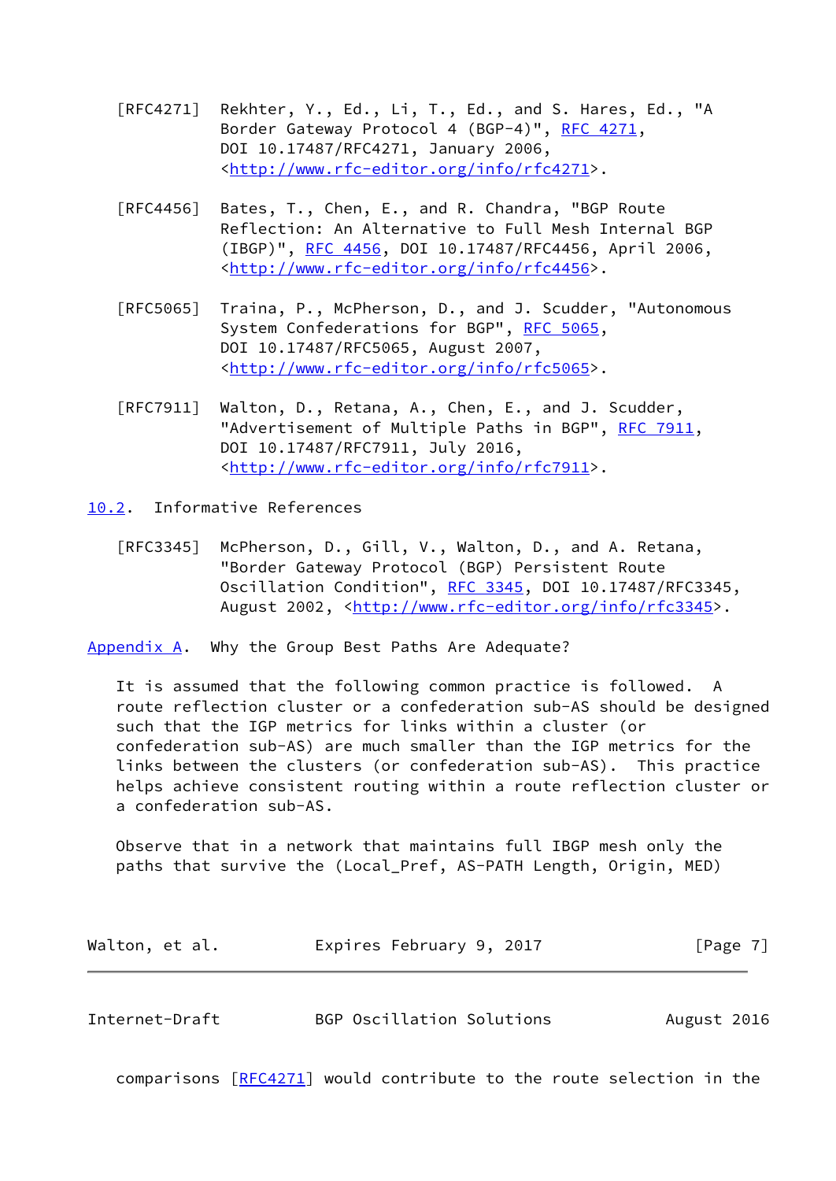[RFC4271] Rekhter, Y., Ed., Li, T., Ed., and S. Hares, Ed., "A Border Gateway Protocol 4 (BGP-4)", RFC 4271, DOI 10.17487/RFC4271, January 2006, <http://www.rfc-editor.org/info/rfc4271>.

[RFC4456] Bates, T., Chen, E., and R. Chandra, "BGP Route Reflection: An Alternative to Full Mesh Internal BGP (IBGP)", RFC 4456, DOI 10.17487/RFC4456, April 2006, <http://www.rfc-editor.org/info/rfc4456>.

[RFC5065] Traina, P., McPherson, D., and J. Scudder, "Autonomous System Confederations for BGP", RFC 5065, DOI 10.17487/RFC5065, August 2007, <http://www.rfc-editor.org/info/rfc5065>.

[RFC7911] Walton, D., Retana, A., Chen, E., and J. Scudder, "Advertisement of Multiple Paths in BGP", RFC 7911, DOI 10.17487/RFC7911, July 2016, <http://www.rfc-editor.org/info/rfc7911>.

## 10.2. Informative References

[RFC3345] McPherson, D., Gill, V., Walton, D., and A. Retana, "Border Gateway Protocol (BGP) Persistent Route Oscillation Condition", RFC 3345, DOI 10.17487/RFC3345, August 2002, <http://www.rfc-editor.org/info/rfc3345>.

# Appendix A. Why the Group Best Paths Are Adequate?

It is assumed that the following common practice is followed. A route reflection cluster or a confederation sub-AS should be designed such that the IGP metrics for links within a cluster (or confederation sub-AS) are much smaller than the IGP metrics for the links between the clusters (or confederation sub-AS). This practice helps achieve consistent routing within a route reflection cluster or a confederation sub-AS.

Observe that in a network that maintains full IBGP mesh only the paths that survive the (Local_Pref, AS-PATH Length, Origin, MED) comparisons [RFC4271] would contribute to the route selection in the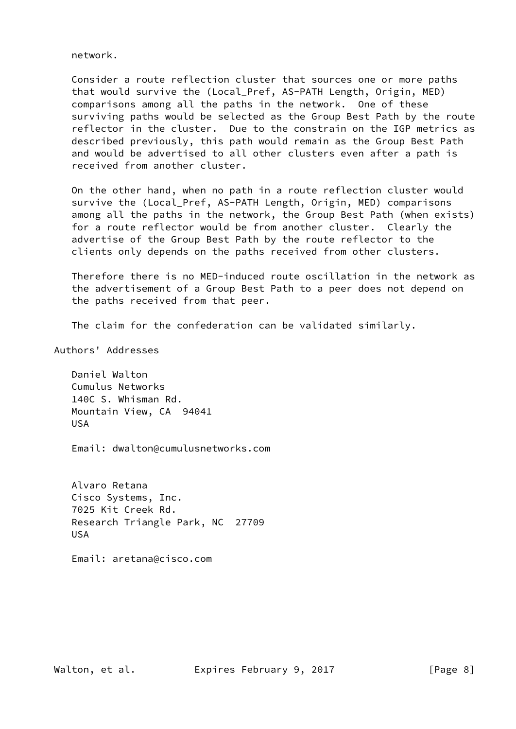network.

Consider a route reflection cluster that sources one or more paths that would survive the (Local_Pref, AS-PATH Length, Origin, MED) comparisons among all the paths in the network. One of these surviving paths would be selected as the Group Best Path by the route reflector in the cluster. Due to the constrain on the IGP metrics as described previously, this path would remain as the Group Best Path and would be advertised to all other clusters even after a path is received from another cluster.

On the other hand, when no path in a route reflection cluster would survive the (Local_Pref, AS-PATH Length, Origin, MED) comparisons among all the paths in the network, the Group Best Path (when exists) for a route reflector would be from another cluster. Clearly the advertise of the Group Best Path by the route reflector to the clients only depends on the paths received from other clusters.

Therefore there is no MED-induced route oscillation in the network as the advertisement of a Group Best Path to a peer does not depend on the paths received from that peer.

The claim for the confederation can be validated similarly.

## Authors' Addresses

Daniel Walton
Cumulus Networks
140C S. Whisman Rd.
Mountain View, CA 94041
USA

Email: dwalton@cumulusnetworks.com

Alvaro Retana
Cisco Systems, Inc.
7025 Kit Creek Rd.
Research Triangle Park, NC 27709
USA

Email: aretana@cisco.com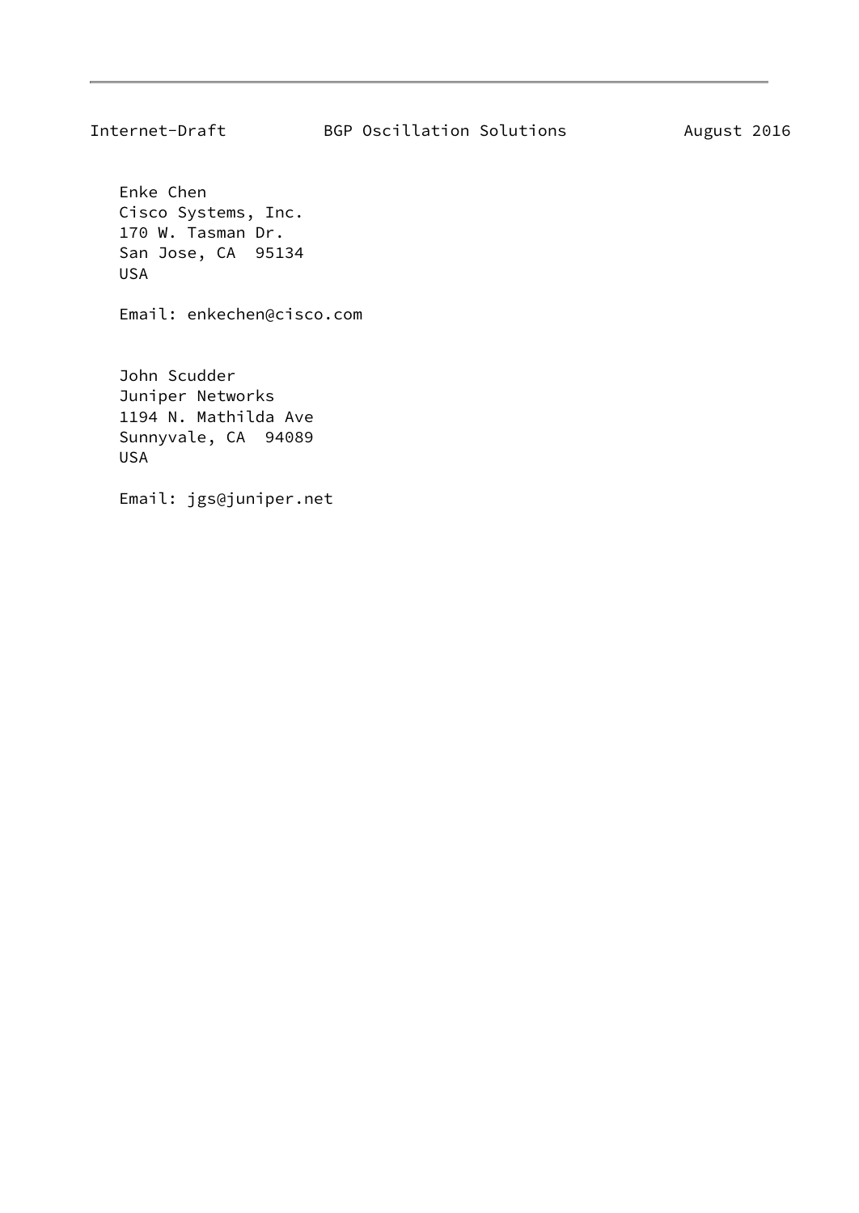Enke Chen
Cisco Systems, Inc.
170 W. Tasman Dr.
San Jose, CA  95134
USA

Email: enkechen@cisco.com

John Scudder
Juniper Networks
1194 N. Mathilda Ave
Sunnyvale, CA  94089
USA

Email: jgs@juniper.net